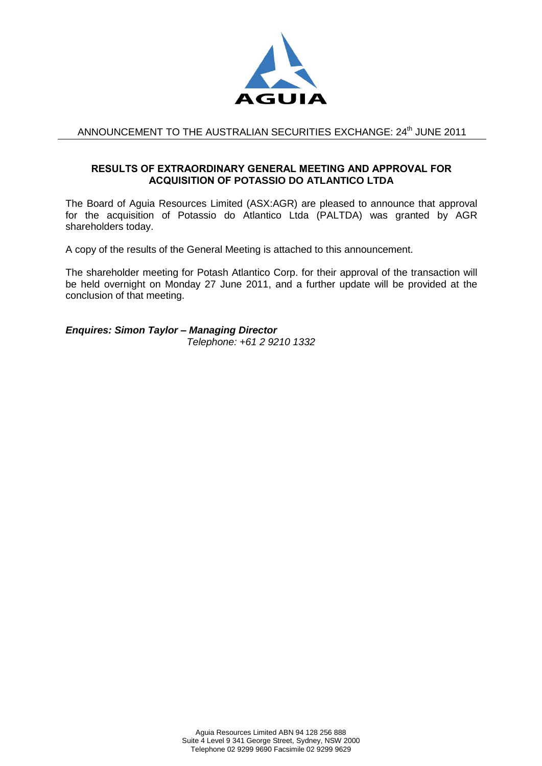AGUIA

ANNOUNCEMENT TO THE AUSTRALIAN SECURITIES EXCHANGE: 24th JUNE 2011

## RESULTS OF EXTRAORDINARY GENERAL MEETING AND APPROVAL FOR ACQUISITION OF POTASSIO DO ATLANTICO LTDA

The Board of Aguia Resources Limited (ASX:AGR) are pleased to announce that approval for the acquisition of Potassio do Atlantico Ltda (PALTDA) was granted by AGR shareholders today.

A copy of the results of the General Meeting is attached to this announcement.

The shareholder meeting for Potash Atlantico Corp. for their approval of the transaction will be held overnight on Monday 27 June 2011, and a further update will be provided at the conclusion of that meeting.

***Enquires: Simon Taylor – Managing Director***
*Telephone: +61 2 9210 1332*

Aguia Resources Limited ABN 94 128 256 888
Suite 4 Level 9 341 George Street, Sydney, NSW 2000
Telephone 02 9299 9690 Facsimile 02 9299 9629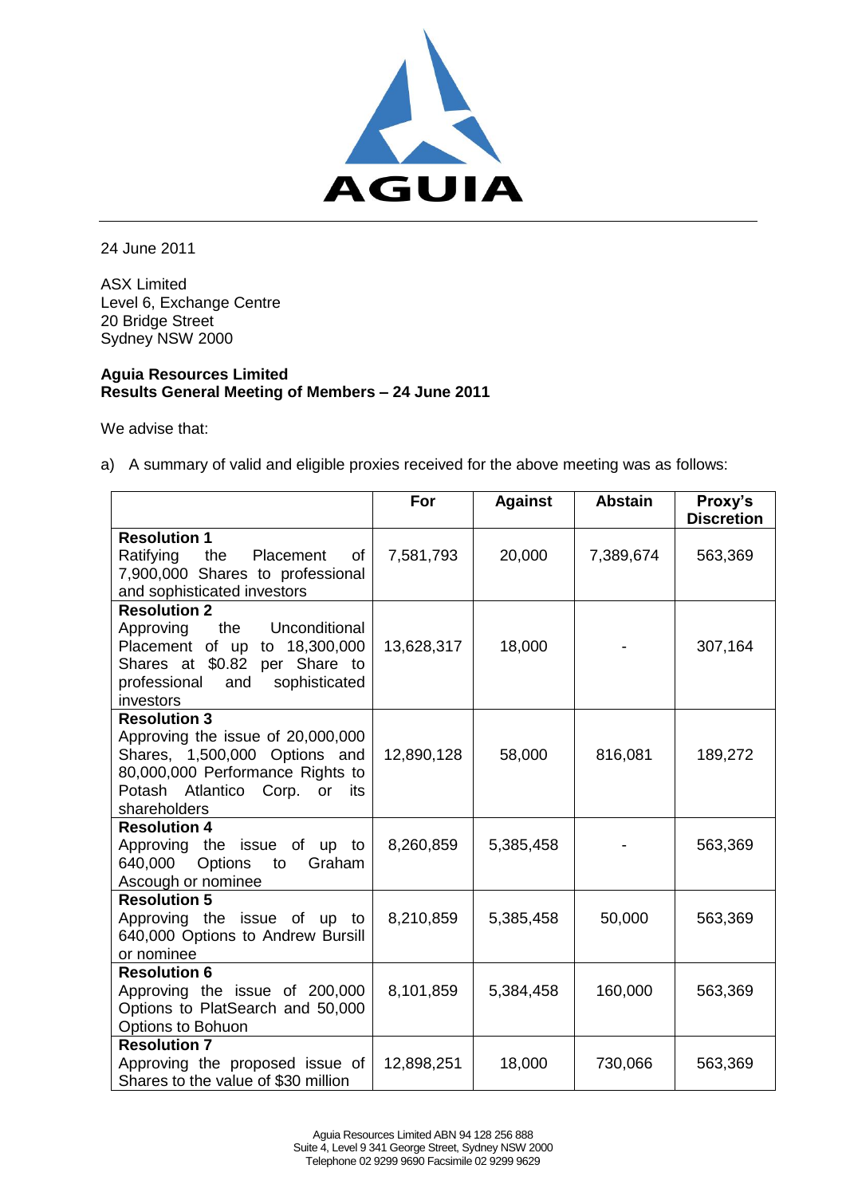AGUIA

24 June 2011

ASX Limited
Level 6, Exchange Centre
20 Bridge Street
Sydney NSW 2000

**Aguia Resources Limited**
**Results General Meeting of Members – 24 June 2011**

We advise that:

a) A summary of valid and eligible proxies received for the above meeting was as follows:

| | For | Against | Abstain | Proxy's Discretion |
|---|---|---|---|---|
| **Resolution 1** Ratifying the Placement of 7,900,000 Shares to professional and sophisticated investors | 7,581,793 | 20,000 | 7,389,674 | 563,369 |
| **Resolution 2** Approving the Unconditional Placement of up to 18,300,000 Shares at $0.82 per Share to professional and sophisticated investors | 13,628,317 | 18,000 | - | 307,164 |
| **Resolution 3** Approving the issue of 20,000,000 Shares, 1,500,000 Options and 80,000,000 Performance Rights to Potash Atlantico Corp. or its shareholders | 12,890,128 | 58,000 | 816,081 | 189,272 |
| **Resolution 4** Approving the issue of up to 640,000 Options to Graham Ascough or nominee | 8,260,859 | 5,385,458 | - | 563,369 |
| **Resolution 5** Approving the issue of up to 640,000 Options to Andrew Bursill or nominee | 8,210,859 | 5,385,458 | 50,000 | 563,369 |
| **Resolution 6** Approving the issue of 200,000 Options to PlatSearch and 50,000 Options to Bohuon | 8,101,859 | 5,384,458 | 160,000 | 563,369 |
| **Resolution 7** Approving the proposed issue of Shares to the value of $30 million | 12,898,251 | 18,000 | 730,066 | 563,369 |

Aguia Resources Limited ABN 94 128 256 888
Suite 4, Level 9 341 George Street, Sydney NSW 2000
Telephone 02 9299 9690 Facsimile 02 9299 9629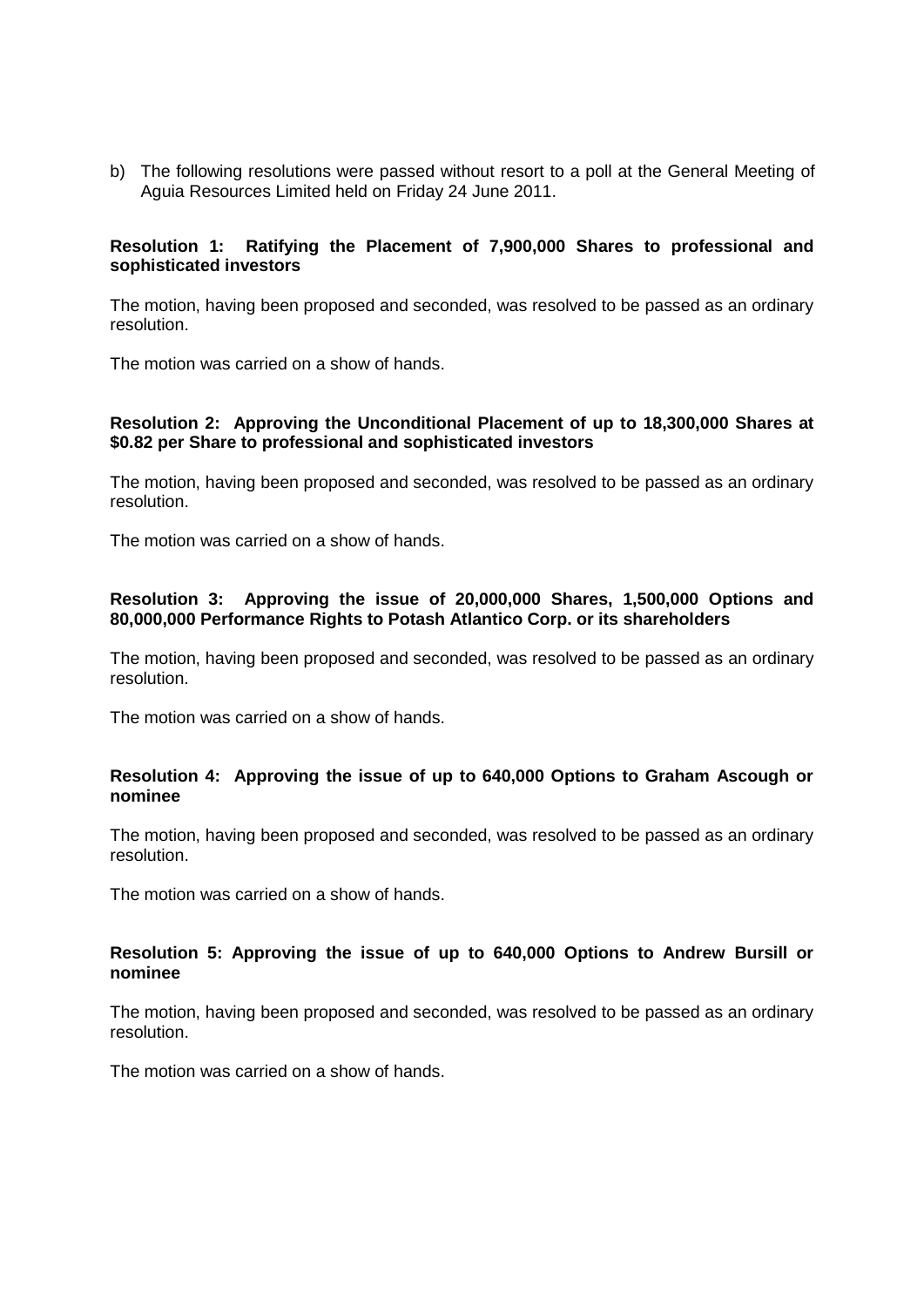b) The following resolutions were passed without resort to a poll at the General Meeting of Aguia Resources Limited held on Friday 24 June 2011.

**Resolution 1: Ratifying the Placement of 7,900,000 Shares to professional and sophisticated investors**

The motion, having been proposed and seconded, was resolved to be passed as an ordinary resolution.

The motion was carried on a show of hands.

**Resolution 2: Approving the Unconditional Placement of up to 18,300,000 Shares at $0.82 per Share to professional and sophisticated investors**

The motion, having been proposed and seconded, was resolved to be passed as an ordinary resolution.

The motion was carried on a show of hands.

**Resolution 3: Approving the issue of 20,000,000 Shares, 1,500,000 Options and 80,000,000 Performance Rights to Potash Atlantico Corp. or its shareholders**

The motion, having been proposed and seconded, was resolved to be passed as an ordinary resolution.

The motion was carried on a show of hands.

**Resolution 4: Approving the issue of up to 640,000 Options to Graham Ascough or nominee**

The motion, having been proposed and seconded, was resolved to be passed as an ordinary resolution.

The motion was carried on a show of hands.

**Resolution 5: Approving the issue of up to 640,000 Options to Andrew Bursill or nominee**

The motion, having been proposed and seconded, was resolved to be passed as an ordinary resolution.

The motion was carried on a show of hands.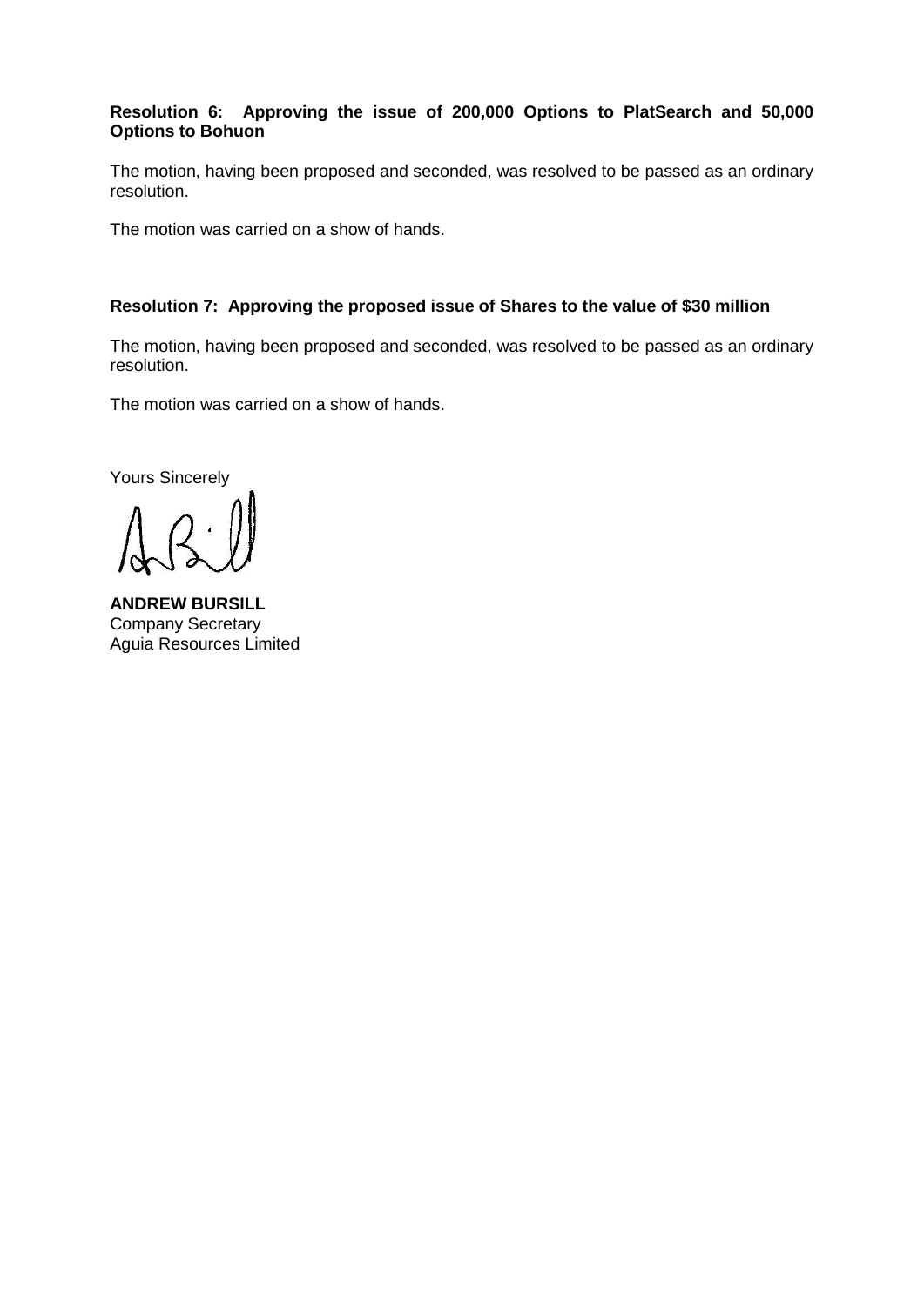**Resolution 6: Approving the issue of 200,000 Options to PlatSearch and 50,000 Options to Bohuon**

The motion, having been proposed and seconded, was resolved to be passed as an ordinary resolution.

The motion was carried on a show of hands.

**Resolution 7: Approving the proposed issue of Shares to the value of $30 million**

The motion, having been proposed and seconded, was resolved to be passed as an ordinary resolution.

The motion was carried on a show of hands.

Yours Sincerely

**ANDREW BURSILL**
Company Secretary
Aguia Resources Limited